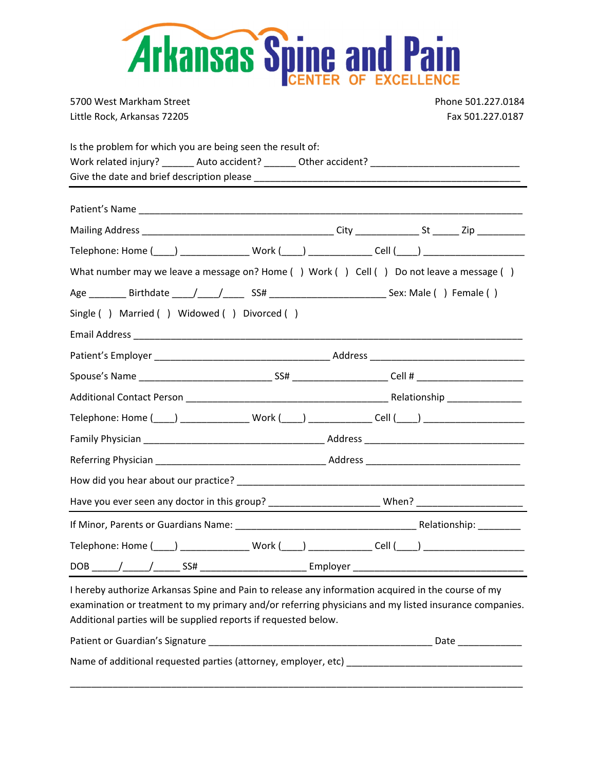# Arkansas Spine and Pain
## CENTER OF EXCELLENCE

5700 West Markham Street
Little Rock, Arkansas 72205

Phone 501.227.0184
Fax 501.227.0187

Is the problem for which you are being seen the result of:
Work related injury? ______ Auto accident? ______ Other accident? ___________________________
Give the date and brief description please ________________________________________________

---

Patient's Name ___________________________________________________________________________

Mailing Address ____________________________________ City ____________ St _____ Zip _________

Telephone: Home (____) _____________ Work (____) ____________ Cell (____) ___________________

What number may we leave a message on? Home ( ) Work ( ) Cell ( ) Do not leave a message ( )

Age _______ Birthdate ____/____/____ SS# ______________________ Sex: Male ( ) Female ( )

Single ( ) Married ( ) Widowed ( ) Divorced ( )

Email Address ____________________________________________________________________________

Patient's Employer _________________________________ Address _____________________________

Spouse's Name _________________________ SS# __________________ Cell # ____________________

Additional Contact Person _______________________________________ Relationship ______________

Telephone: Home (____) _____________ Work (____) ____________ Cell (____) ___________________

Family Physician __________________________________ Address ______________________________

Referring Physician ________________________________ Address _____________________________

How did you hear about our practice? ______________________________________________________

Have you ever seen any doctor in this group? _____________________ When? ____________________

---

If Minor, Parents or Guardians Name: __________________________________ Relationship: ________

Telephone: Home (____) _____________ Work (____) ____________ Cell (____) ___________________

DOB _____/_____/_____ SS# ____________________ Employer ________________________________

---

I hereby authorize Arkansas Spine and Pain to release any information acquired in the course of my examination or treatment to my primary and/or referring physicians and my listed insurance companies. Additional parties will be supplied reports if requested below.

Patient or Guardian's Signature ___________________________________________ Date ____________

Name of additional requested parties (attorney, employer, etc) _________________________________

_________________________________________________________________________________________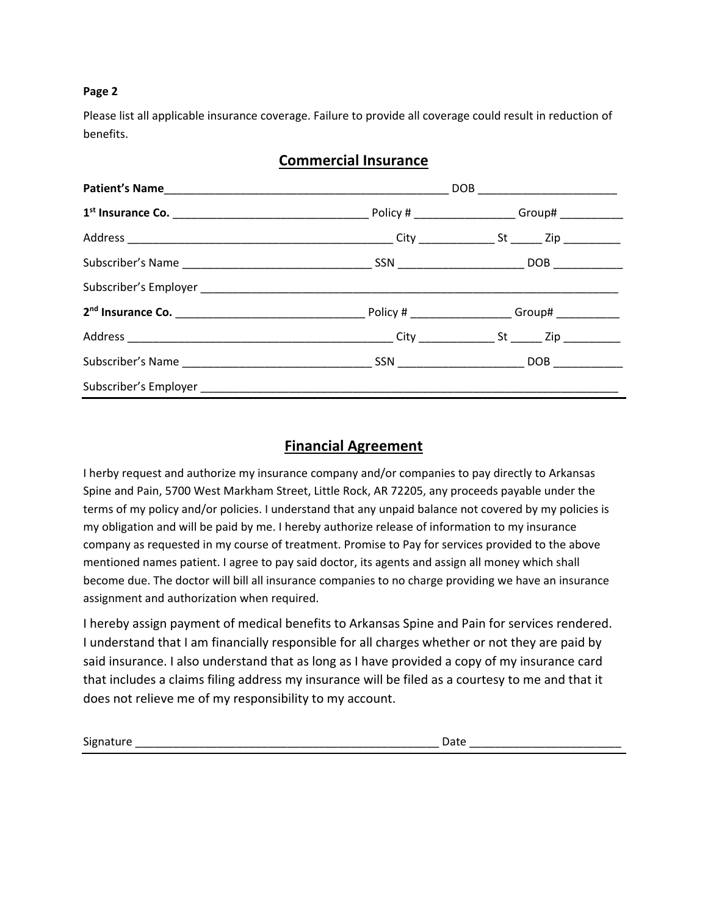**Page 2**

Please list all applicable insurance coverage. Failure to provide all coverage could result in reduction of benefits.

## Commercial Insurance

**Patient's Name**_____________________________________________ DOB ______________________

**1st Insurance Co.** ______________________________ Policy # ________________ Group# __________

Address __________________________________________ City ____________ St _____ Zip _________

Subscriber's Name ______________________________ SSN ____________________ DOB ___________

Subscriber's Employer ___________________________________________________________________

**2nd Insurance Co.** ______________________________ Policy # ________________ Group# __________

Address __________________________________________ City ____________ St _____ Zip _________

Subscriber's Name ______________________________ SSN ____________________ DOB ___________

Subscriber's Employer ___________________________________________________________________

## Financial Agreement

I herby request and authorize my insurance company and/or companies to pay directly to Arkansas Spine and Pain, 5700 West Markham Street, Little Rock, AR 72205, any proceeds payable under the terms of my policy and/or policies. I understand that any unpaid balance not covered by my policies is my obligation and will be paid by me. I hereby authorize release of information to my insurance company as requested in my course of treatment. Promise to Pay for services provided to the above mentioned names patient. I agree to pay said doctor, its agents and assign all money which shall become due. The doctor will bill all insurance companies to no charge providing we have an insurance assignment and authorization when required.

I hereby assign payment of medical benefits to Arkansas Spine and Pain for services rendered. I understand that I am financially responsible for all charges whether or not they are paid by said insurance. I also understand that as long as I have provided a copy of my insurance card that includes a claims filing address my insurance will be filed as a courtesy to me and that it does not relieve me of my responsibility to my account.

Signature ________________________________________________ Date _______________________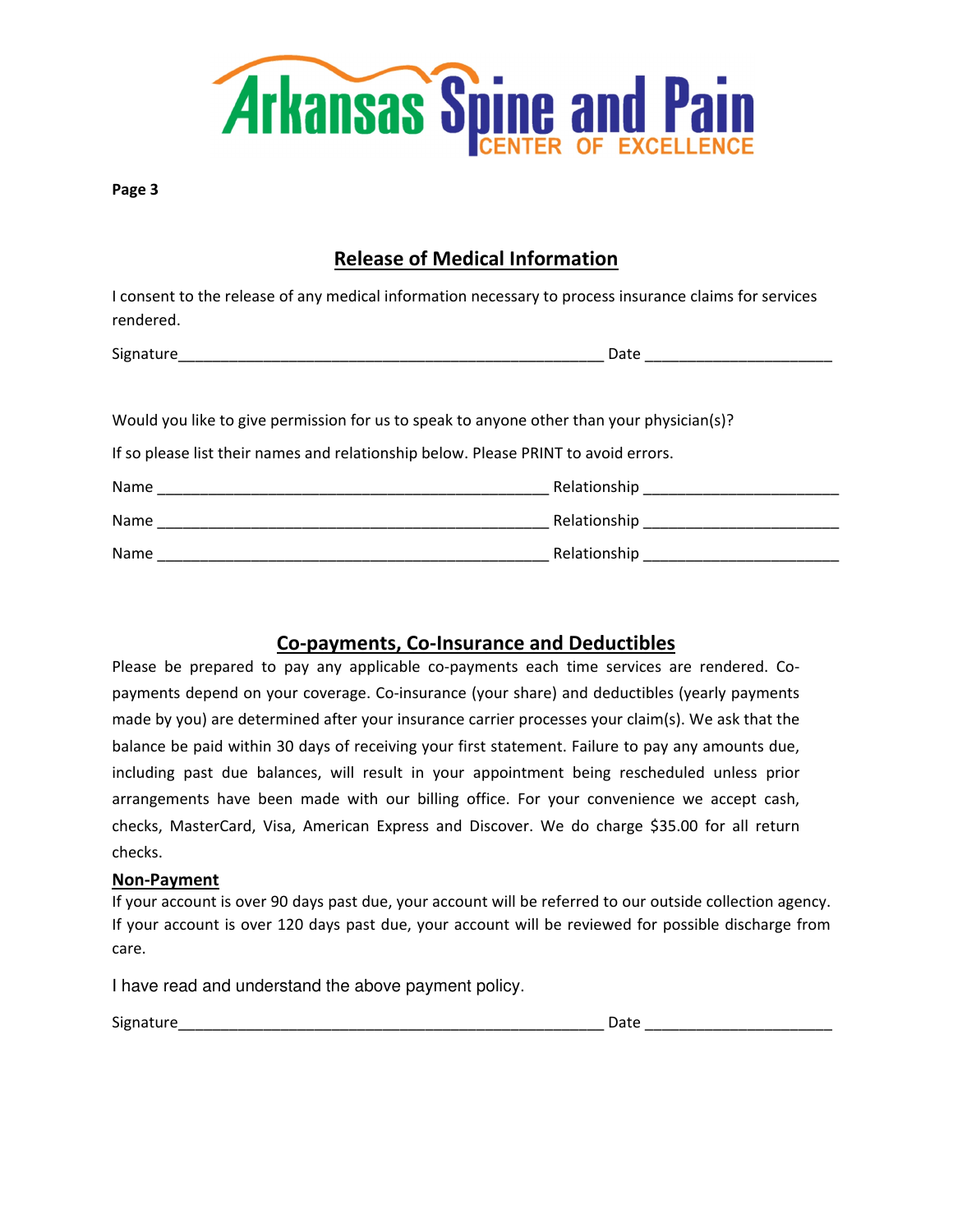Arkansas Spine and Pain
CENTER OF EXCELLENCE

**Page 3**

## Release of Medical Information

I consent to the release of any medical information necessary to process insurance claims for services rendered.

Signature___________________________________________________ Date ______________________

Would you like to give permission for us to speak to anyone other than your physician(s)?

If so please list their names and relationship below. Please PRINT to avoid errors.

Name _______________________________________________ Relationship _______________________

Name _______________________________________________ Relationship _______________________

Name _______________________________________________ Relationship _______________________

## Co-payments, Co-Insurance and Deductibles

Please be prepared to pay any applicable co-payments each time services are rendered. Co-payments depend on your coverage. Co-insurance (your share) and deductibles (yearly payments made by you) are determined after your insurance carrier processes your claim(s). We ask that the balance be paid within 30 days of receiving your first statement. Failure to pay any amounts due, including past due balances, will result in your appointment being rescheduled unless prior arrangements have been made with our billing office. For your convenience we accept cash, checks, MasterCard, Visa, American Express and Discover. We do charge $35.00 for all return checks.

### Non-Payment

If your account is over 90 days past due, your account will be referred to our outside collection agency. If your account is over 120 days past due, your account will be reviewed for possible discharge from care.

I have read and understand the above payment policy.

Signature___________________________________________________ Date ______________________